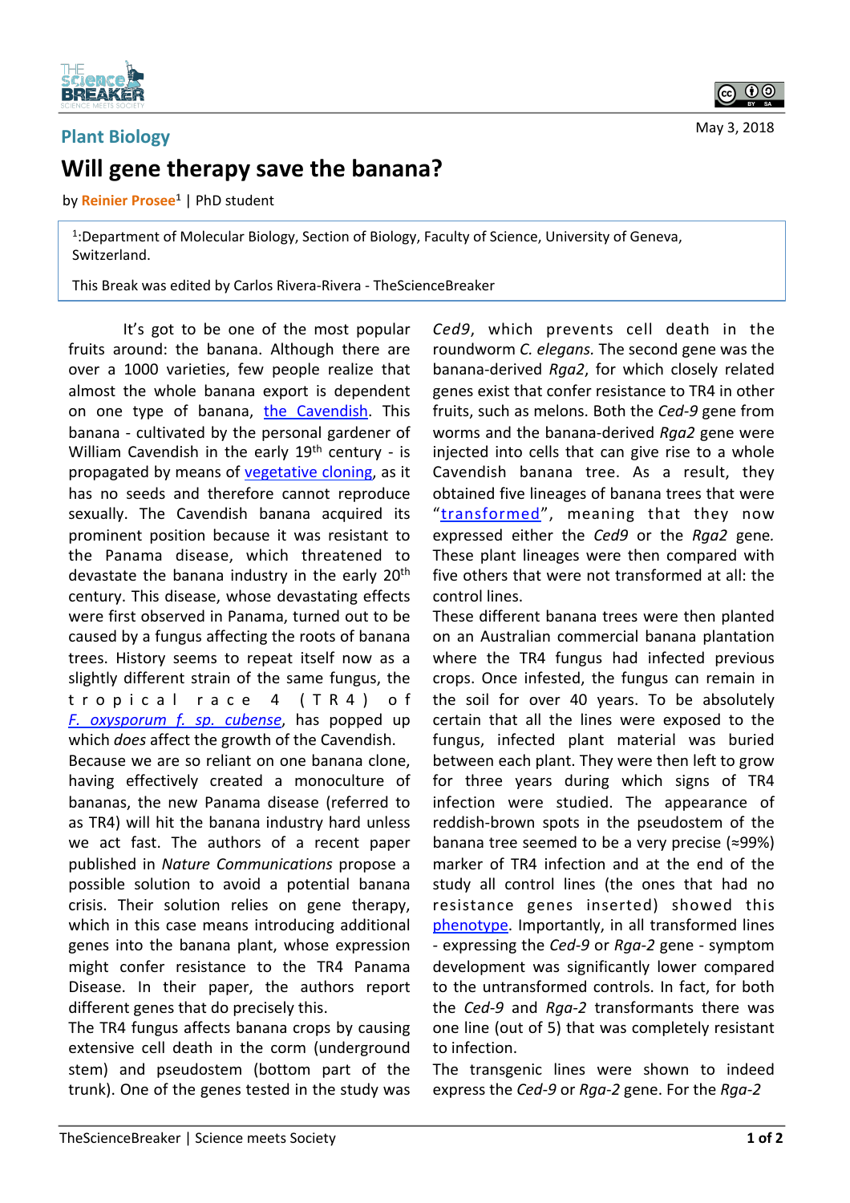Plant Biology

May 3, 2018

# Will gene therapy save the banana?

by Reinier Prosee[1] | PhD student

[1]:Department of Molecular Biology, Section of Biology, Faculty of Science, University of Geneva, Switzerland.

This Break was edited by Carlos Rivera-Rivera - TheScienceBreaker

It's got to be one of the most popular fruits around: the banana. Although there are over a 1000 varieties, few people realize that almost the whole banana export is dependent on one type of banana, the Cavendish. This banana - cultivated by the personal gardener of William Cavendish in the early 19[th] century - is propagated by means of vegetative cloning, as it has no seeds and therefore cannot reproduce sexually. The Cavendish banana acquired its prominent position because it was resistant to the Panama disease, which threatened to devastate the banana industry in the early 20[th] century. This disease, whose devastating effects were first observed in Panama, turned out to be caused by a fungus affecting the roots of banana trees. History seems to repeat itself now as a slightly different strain of the same fungus, the tropical race 4 (TR4) of *F. oxysporum f. sp. cubense*, has popped up which *does* affect the growth of the Cavendish.

Because we are so reliant on one banana clone, having effectively created a monoculture of bananas, the new Panama disease (referred to as TR4) will hit the banana industry hard unless we act fast. The authors of a recent paper published in *Nature Communications* propose a possible solution to avoid a potential banana crisis. Their solution relies on gene therapy, which in this case means introducing additional genes into the banana plant, whose expression might confer resistance to the TR4 Panama Disease. In their paper, the authors report different genes that do precisely this.

The TR4 fungus affects banana crops by causing extensive cell death in the corm (underground stem) and pseudostem (bottom part of the trunk). One of the genes tested in the study was *Ced9*, which prevents cell death in the roundworm *C. elegans.* The second gene was the banana-derived *Rga2*, for which closely related genes exist that confer resistance to TR4 in other fruits, such as melons. Both the *Ced-9* gene from worms and the banana-derived *Rga2* gene were injected into cells that can give rise to a whole Cavendish banana tree. As a result, they obtained five lineages of banana trees that were "transformed", meaning that they now expressed either the *Ced9* or the *Rga2* gene. These plant lineages were then compared with five others that were not transformed at all: the control lines.

These different banana trees were then planted on an Australian commercial banana plantation where the TR4 fungus had infected previous crops. Once infested, the fungus can remain in the soil for over 40 years. To be absolutely certain that all the lines were exposed to the fungus, infected plant material was buried between each plant. They were then left to grow for three years during which signs of TR4 infection were studied. The appearance of reddish-brown spots in the pseudostem of the banana tree seemed to be a very precise (≈99%) marker of TR4 infection and at the end of the study all control lines (the ones that had no resistance genes inserted) showed this phenotype. Importantly, in all transformed lines - expressing the *Ced-9* or *Rga-2* gene - symptom development was significantly lower compared to the untransformed controls. In fact, for both the *Ced-9* and *Rga-2* transformants there was one line (out of 5) that was completely resistant to infection.

The transgenic lines were shown to indeed express the *Ced-9* or *Rga-2* gene. For the *Rga-2*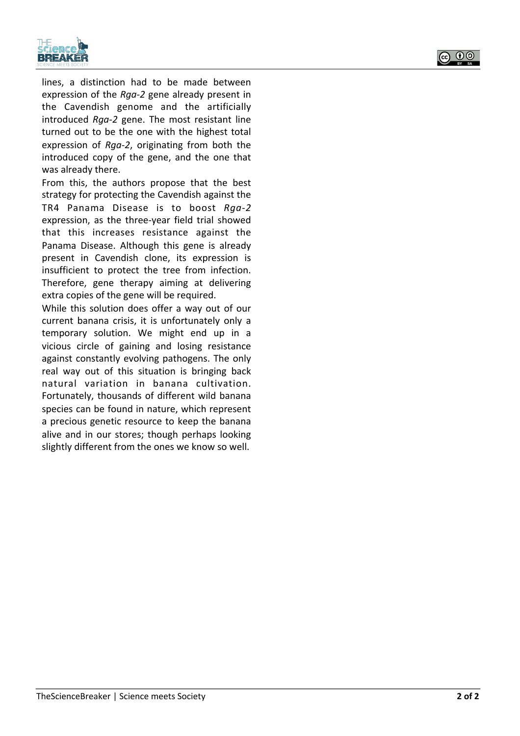lines, a distinction had to be made between expression of the *Rga-2* gene already present in the Cavendish genome and the artificially introduced *Rga-2* gene. The most resistant line turned out to be the one with the highest total expression of *Rga-2*, originating from both the introduced copy of the gene, and the one that was already there.

From this, the authors propose that the best strategy for protecting the Cavendish against the TR4 Panama Disease is to boost *Rga-2* expression, as the three-year field trial showed that this increases resistance against the Panama Disease. Although this gene is already present in Cavendish clone, its expression is insufficient to protect the tree from infection. Therefore, gene therapy aiming at delivering extra copies of the gene will be required.

While this solution does offer a way out of our current banana crisis, it is unfortunately only a temporary solution. We might end up in a vicious circle of gaining and losing resistance against constantly evolving pathogens. The only real way out of this situation is bringing back natural variation in banana cultivation. Fortunately, thousands of different wild banana species can be found in nature, which represent a precious genetic resource to keep the banana alive and in our stores; though perhaps looking slightly different from the ones we know so well.